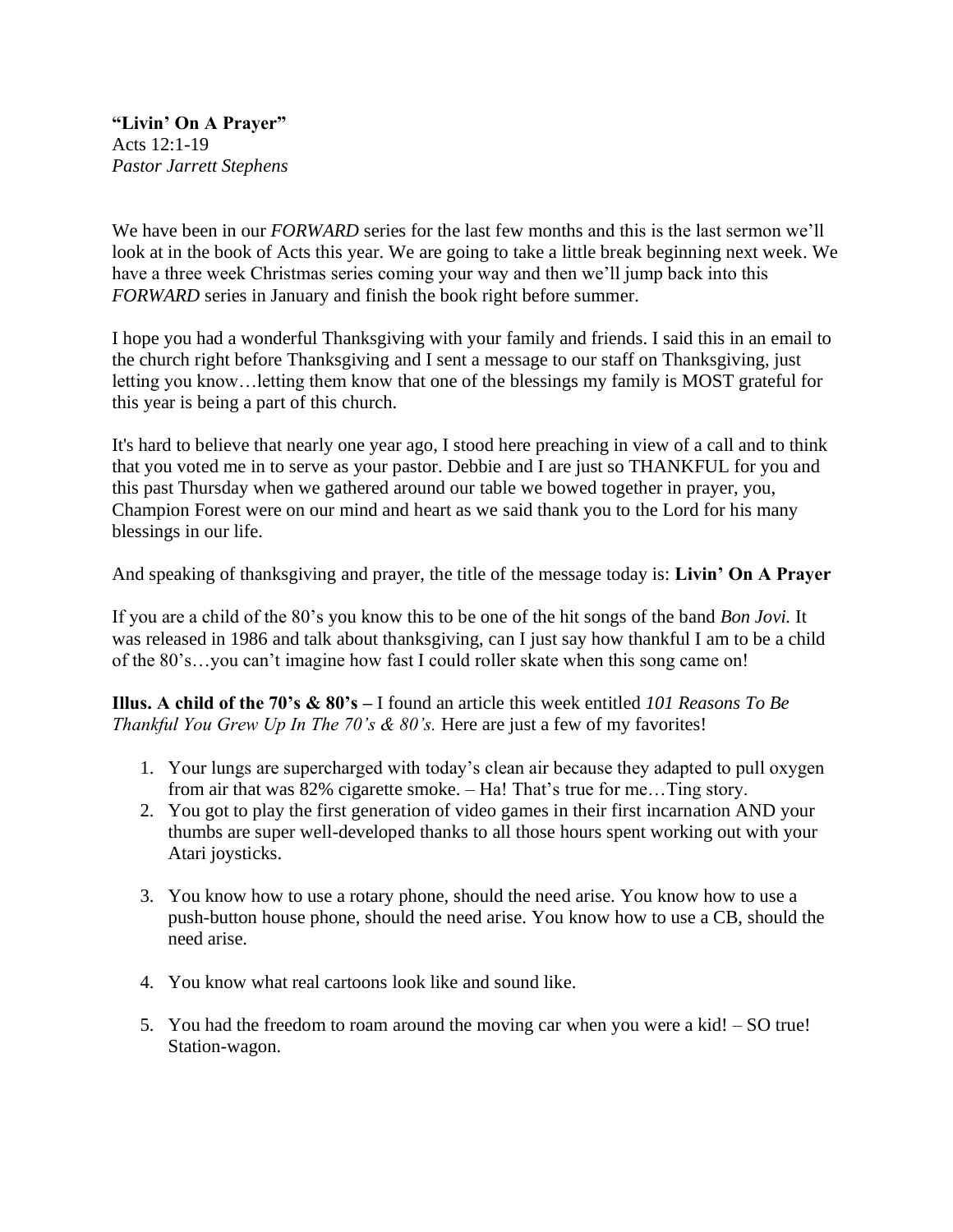**"Livin' On A Prayer"**
Acts 12:1-19
*Pastor Jarrett Stephens*

We have been in our *FORWARD* series for the last few months and this is the last sermon we'll look at in the book of Acts this year. We are going to take a little break beginning next week. We have a three week Christmas series coming your way and then we'll jump back into this *FORWARD* series in January and finish the book right before summer.

I hope you had a wonderful Thanksgiving with your family and friends. I said this in an email to the church right before Thanksgiving and I sent a message to our staff on Thanksgiving, just letting you know…letting them know that one of the blessings my family is MOST grateful for this year is being a part of this church.

It's hard to believe that nearly one year ago, I stood here preaching in view of a call and to think that you voted me in to serve as your pastor. Debbie and I are just so THANKFUL for you and this past Thursday when we gathered around our table we bowed together in prayer, you, Champion Forest were on our mind and heart as we said thank you to the Lord for his many blessings in our life.

And speaking of thanksgiving and prayer, the title of the message today is: **Livin' On A Prayer**

If you are a child of the 80's you know this to be one of the hit songs of the band *Bon Jovi.* It was released in 1986 and talk about thanksgiving, can I just say how thankful I am to be a child of the 80's…you can't imagine how fast I could roller skate when this song came on!

**Illus. A child of the 70's & 80's –** I found an article this week entitled *101 Reasons To Be Thankful You Grew Up In The 70's & 80's.* Here are just a few of my favorites!

1. Your lungs are supercharged with today's clean air because they adapted to pull oxygen from air that was 82% cigarette smoke. – Ha! That's true for me…Ting story.
2. You got to play the first generation of video games in their first incarnation AND your thumbs are super well-developed thanks to all those hours spent working out with your Atari joysticks.
3. You know how to use a rotary phone, should the need arise. You know how to use a push-button house phone, should the need arise. You know how to use a CB, should the need arise.
4. You know what real cartoons look like and sound like.
5. You had the freedom to roam around the moving car when you were a kid! – SO true! Station-wagon.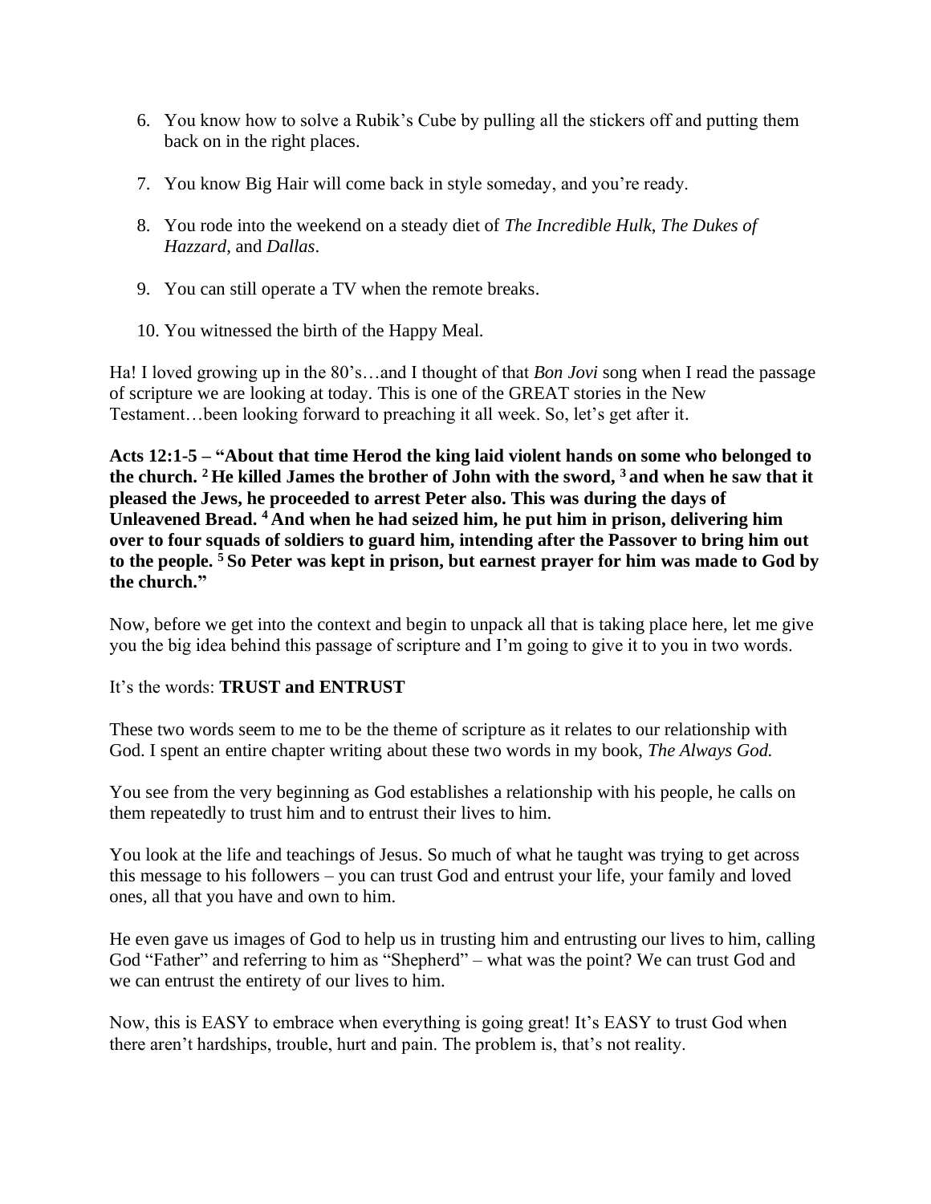6. You know how to solve a Rubik's Cube by pulling all the stickers off and putting them back on in the right places.

7. You know Big Hair will come back in style someday, and you're ready.

8. You rode into the weekend on a steady diet of *The Incredible Hulk*, *The Dukes of Hazzard*, and *Dallas*.

9. You can still operate a TV when the remote breaks.

10. You witnessed the birth of the Happy Meal.

Ha! I loved growing up in the 80's…and I thought of that *Bon Jovi* song when I read the passage of scripture we are looking at today. This is one of the GREAT stories in the New Testament…been looking forward to preaching it all week. So, let's get after it.

**Acts 12:1-5 – "About that time Herod the king laid violent hands on some who belonged to the church. [2] He killed James the brother of John with the sword, [3] and when he saw that it pleased the Jews, he proceeded to arrest Peter also. This was during the days of Unleavened Bread. [4] And when he had seized him, he put him in prison, delivering him over to four squads of soldiers to guard him, intending after the Passover to bring him out to the people. [5] So Peter was kept in prison, but earnest prayer for him was made to God by the church."**

Now, before we get into the context and begin to unpack all that is taking place here, let me give you the big idea behind this passage of scripture and I'm going to give it to you in two words.

It's the words: **TRUST and ENTRUST**

These two words seem to me to be the theme of scripture as it relates to our relationship with God. I spent an entire chapter writing about these two words in my book, *The Always God.*

You see from the very beginning as God establishes a relationship with his people, he calls on them repeatedly to trust him and to entrust their lives to him.

You look at the life and teachings of Jesus. So much of what he taught was trying to get across this message to his followers – you can trust God and entrust your life, your family and loved ones, all that you have and own to him.

He even gave us images of God to help us in trusting him and entrusting our lives to him, calling God "Father" and referring to him as "Shepherd" – what was the point? We can trust God and we can entrust the entirety of our lives to him.

Now, this is EASY to embrace when everything is going great! It's EASY to trust God when there aren't hardships, trouble, hurt and pain. The problem is, that's not reality.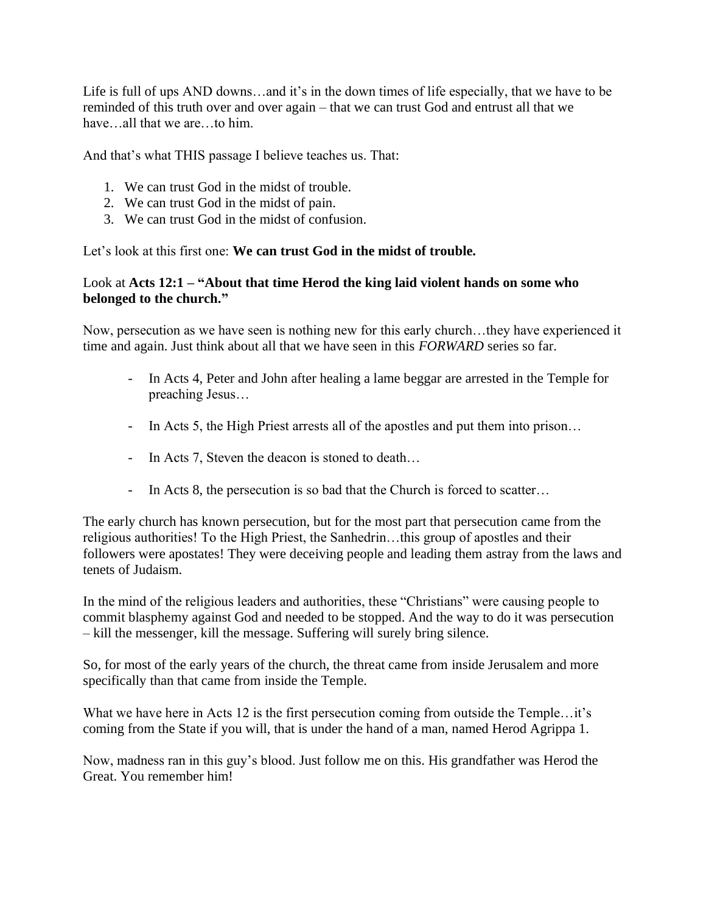Life is full of ups AND downs…and it's in the down times of life especially, that we have to be reminded of this truth over and over again – that we can trust God and entrust all that we have…all that we are…to him.

And that's what THIS passage I believe teaches us. That:

1. We can trust God in the midst of trouble.
2. We can trust God in the midst of pain.
3. We can trust God in the midst of confusion.

Let's look at this first one: **We can trust God in the midst of trouble.**

Look at **Acts 12:1 – "About that time Herod the king laid violent hands on some who belonged to the church."**

Now, persecution as we have seen is nothing new for this early church…they have experienced it time and again. Just think about all that we have seen in this *FORWARD* series so far.

- In Acts 4, Peter and John after healing a lame beggar are arrested in the Temple for preaching Jesus…

- In Acts 5, the High Priest arrests all of the apostles and put them into prison…

- In Acts 7, Steven the deacon is stoned to death…

- In Acts 8, the persecution is so bad that the Church is forced to scatter…

The early church has known persecution, but for the most part that persecution came from the religious authorities! To the High Priest, the Sanhedrin…this group of apostles and their followers were apostates! They were deceiving people and leading them astray from the laws and tenets of Judaism.

In the mind of the religious leaders and authorities, these "Christians" were causing people to commit blasphemy against God and needed to be stopped. And the way to do it was persecution – kill the messenger, kill the message. Suffering will surely bring silence.

So, for most of the early years of the church, the threat came from inside Jerusalem and more specifically than that came from inside the Temple.

What we have here in Acts 12 is the first persecution coming from outside the Temple…it's coming from the State if you will, that is under the hand of a man, named Herod Agrippa 1.

Now, madness ran in this guy's blood. Just follow me on this. His grandfather was Herod the Great. You remember him!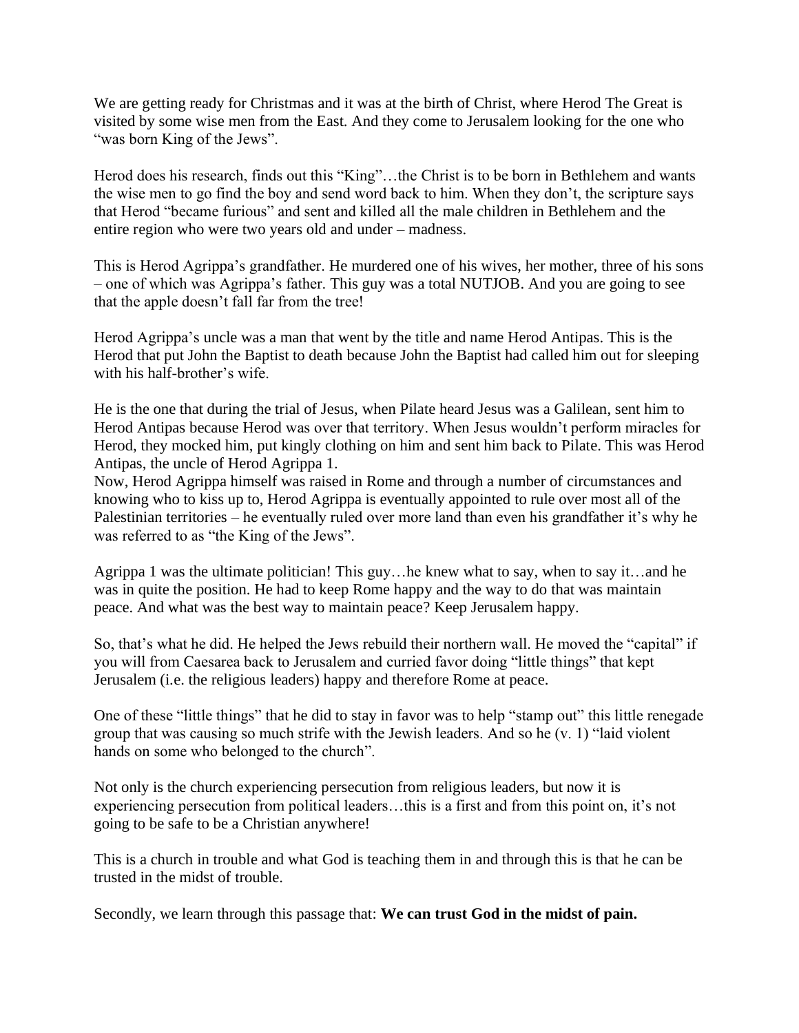We are getting ready for Christmas and it was at the birth of Christ, where Herod The Great is visited by some wise men from the East. And they come to Jerusalem looking for the one who "was born King of the Jews".

Herod does his research, finds out this "King"…the Christ is to be born in Bethlehem and wants the wise men to go find the boy and send word back to him. When they don't, the scripture says that Herod "became furious" and sent and killed all the male children in Bethlehem and the entire region who were two years old and under – madness.

This is Herod Agrippa's grandfather. He murdered one of his wives, her mother, three of his sons – one of which was Agrippa's father. This guy was a total NUTJOB. And you are going to see that the apple doesn't fall far from the tree!

Herod Agrippa's uncle was a man that went by the title and name Herod Antipas. This is the Herod that put John the Baptist to death because John the Baptist had called him out for sleeping with his half-brother's wife.

He is the one that during the trial of Jesus, when Pilate heard Jesus was a Galilean, sent him to Herod Antipas because Herod was over that territory. When Jesus wouldn't perform miracles for Herod, they mocked him, put kingly clothing on him and sent him back to Pilate. This was Herod Antipas, the uncle of Herod Agrippa 1.

Now, Herod Agrippa himself was raised in Rome and through a number of circumstances and knowing who to kiss up to, Herod Agrippa is eventually appointed to rule over most all of the Palestinian territories – he eventually ruled over more land than even his grandfather it's why he was referred to as "the King of the Jews".

Agrippa 1 was the ultimate politician! This guy…he knew what to say, when to say it…and he was in quite the position. He had to keep Rome happy and the way to do that was maintain peace. And what was the best way to maintain peace? Keep Jerusalem happy.

So, that's what he did. He helped the Jews rebuild their northern wall. He moved the "capital" if you will from Caesarea back to Jerusalem and curried favor doing "little things" that kept Jerusalem (i.e. the religious leaders) happy and therefore Rome at peace.

One of these "little things" that he did to stay in favor was to help "stamp out" this little renegade group that was causing so much strife with the Jewish leaders. And so he (v. 1) "laid violent hands on some who belonged to the church".

Not only is the church experiencing persecution from religious leaders, but now it is experiencing persecution from political leaders…this is a first and from this point on, it's not going to be safe to be a Christian anywhere!

This is a church in trouble and what God is teaching them in and through this is that he can be trusted in the midst of trouble.

Secondly, we learn through this passage that: **We can trust God in the midst of pain.**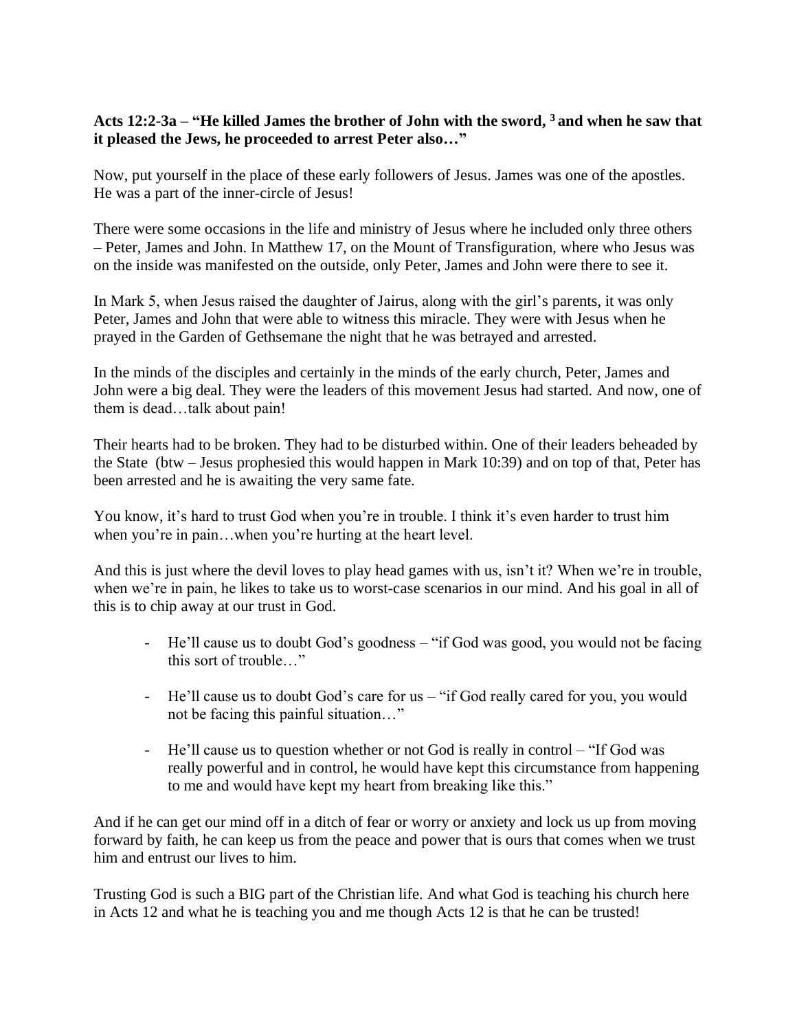**Acts 12:2-3a – "He killed James the brother of John with the sword, [3] and when he saw that it pleased the Jews, he proceeded to arrest Peter also…"**

Now, put yourself in the place of these early followers of Jesus. James was one of the apostles. He was a part of the inner-circle of Jesus!

There were some occasions in the life and ministry of Jesus where he included only three others – Peter, James and John. In Matthew 17, on the Mount of Transfiguration, where who Jesus was on the inside was manifested on the outside, only Peter, James and John were there to see it.

In Mark 5, when Jesus raised the daughter of Jairus, along with the girl's parents, it was only Peter, James and John that were able to witness this miracle. They were with Jesus when he prayed in the Garden of Gethsemane the night that he was betrayed and arrested.

In the minds of the disciples and certainly in the minds of the early church, Peter, James and John were a big deal. They were the leaders of this movement Jesus had started. And now, one of them is dead…talk about pain!

Their hearts had to be broken. They had to be disturbed within. One of their leaders beheaded by the State (btw – Jesus prophesied this would happen in Mark 10:39) and on top of that, Peter has been arrested and he is awaiting the very same fate.

You know, it's hard to trust God when you're in trouble. I think it's even harder to trust him when you're in pain…when you're hurting at the heart level.

And this is just where the devil loves to play head games with us, isn't it? When we're in trouble, when we're in pain, he likes to take us to worst-case scenarios in our mind. And his goal in all of this is to chip away at our trust in God.

- He'll cause us to doubt God's goodness – "if God was good, you would not be facing this sort of trouble…"
- He'll cause us to doubt God's care for us – "if God really cared for you, you would not be facing this painful situation…"
- He'll cause us to question whether or not God is really in control – "If God was really powerful and in control, he would have kept this circumstance from happening to me and would have kept my heart from breaking like this."

And if he can get our mind off in a ditch of fear or worry or anxiety and lock us up from moving forward by faith, he can keep us from the peace and power that is ours that comes when we trust him and entrust our lives to him.

Trusting God is such a BIG part of the Christian life. And what God is teaching his church here in Acts 12 and what he is teaching you and me though Acts 12 is that he can be trusted!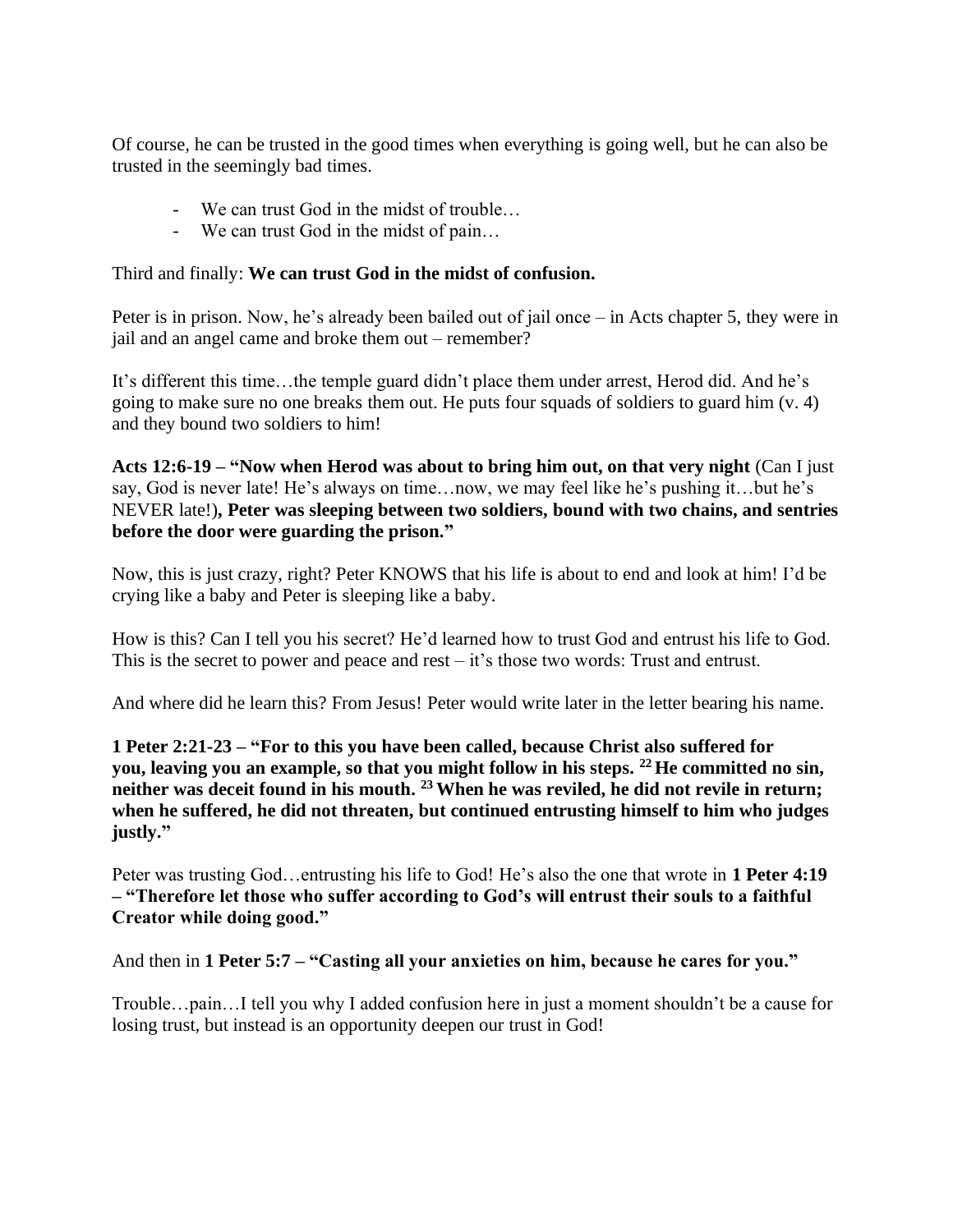Of course, he can be trusted in the good times when everything is going well, but he can also be trusted in the seemingly bad times.

- We can trust God in the midst of trouble…
- We can trust God in the midst of pain…

Third and finally: **We can trust God in the midst of confusion.**

Peter is in prison. Now, he's already been bailed out of jail once – in Acts chapter 5, they were in jail and an angel came and broke them out – remember?

It's different this time…the temple guard didn't place them under arrest, Herod did. And he's going to make sure no one breaks them out. He puts four squads of soldiers to guard him (v. 4) and they bound two soldiers to him!

**Acts 12:6-19 – "Now when Herod was about to bring him out, on that very night** (Can I just say, God is never late! He's always on time…now, we may feel like he's pushing it…but he's NEVER late!)**, Peter was sleeping between two soldiers, bound with two chains, and sentries before the door were guarding the prison."**

Now, this is just crazy, right? Peter KNOWS that his life is about to end and look at him! I'd be crying like a baby and Peter is sleeping like a baby.

How is this? Can I tell you his secret? He'd learned how to trust God and entrust his life to God. This is the secret to power and peace and rest – it's those two words: Trust and entrust.

And where did he learn this? From Jesus! Peter would write later in the letter bearing his name.

**1 Peter 2:21-23 – "For to this you have been called, because Christ also suffered for you, leaving you an example, so that you might follow in his steps. [22] He committed no sin, neither was deceit found in his mouth. [23] When he was reviled, he did not revile in return; when he suffered, he did not threaten, but continued entrusting himself to him who judges justly."**

Peter was trusting God…entrusting his life to God! He's also the one that wrote in **1 Peter 4:19 – "Therefore let those who suffer according to God's will entrust their souls to a faithful Creator while doing good."**

And then in **1 Peter 5:7 – "Casting all your anxieties on him, because he cares for you."**

Trouble…pain…I tell you why I added confusion here in just a moment shouldn't be a cause for losing trust, but instead is an opportunity deepen our trust in God!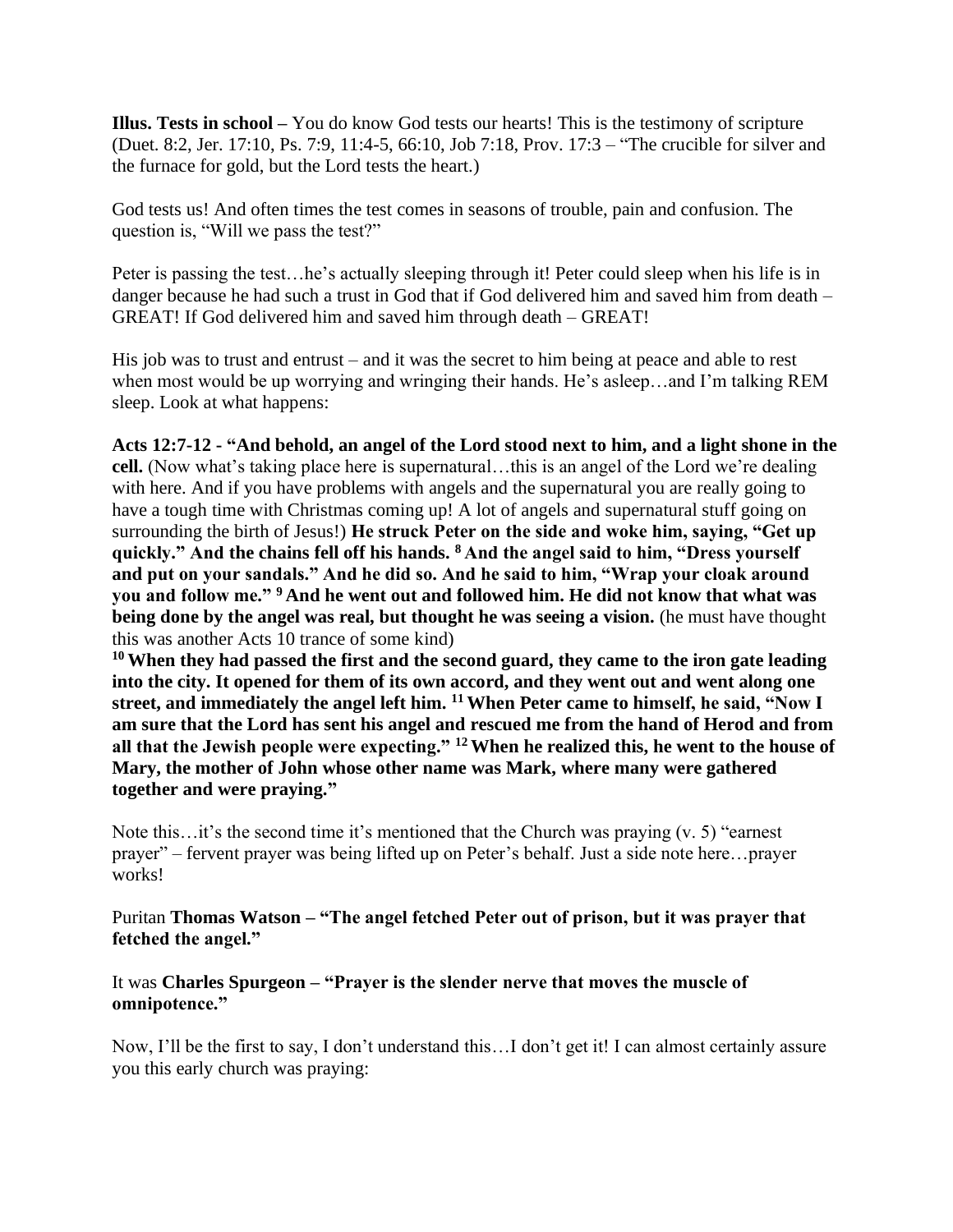**Illus. Tests in school –** You do know God tests our hearts! This is the testimony of scripture (Duet. 8:2, Jer. 17:10, Ps. 7:9, 11:4-5, 66:10, Job 7:18, Prov. 17:3 – "The crucible for silver and the furnace for gold, but the Lord tests the heart.)

God tests us! And often times the test comes in seasons of trouble, pain and confusion. The question is, "Will we pass the test?"

Peter is passing the test…he's actually sleeping through it! Peter could sleep when his life is in danger because he had such a trust in God that if God delivered him and saved him from death – GREAT! If God delivered him and saved him through death – GREAT!

His job was to trust and entrust – and it was the secret to him being at peace and able to rest when most would be up worrying and wringing their hands. He's asleep…and I'm talking REM sleep. Look at what happens:

**Acts 12:7-12 - "And behold, an angel of the Lord stood next to him, and a light shone in the cell.** (Now what's taking place here is supernatural…this is an angel of the Lord we're dealing with here. And if you have problems with angels and the supernatural you are really going to have a tough time with Christmas coming up! A lot of angels and supernatural stuff going on surrounding the birth of Jesus!) **He struck Peter on the side and woke him, saying, "Get up quickly." And the chains fell off his hands. [8] And the angel said to him, "Dress yourself and put on your sandals." And he did so. And he said to him, "Wrap your cloak around you and follow me." [9] And he went out and followed him. He did not know that what was being done by the angel was real, but thought he was seeing a vision.** (he must have thought this was another Acts 10 trance of some kind)

**[10] When they had passed the first and the second guard, they came to the iron gate leading into the city. It opened for them of its own accord, and they went out and went along one street, and immediately the angel left him. [11] When Peter came to himself, he said, "Now I am sure that the Lord has sent his angel and rescued me from the hand of Herod and from all that the Jewish people were expecting." [12] When he realized this, he went to the house of Mary, the mother of John whose other name was Mark, where many were gathered together and were praying."**

Note this…it's the second time it's mentioned that the Church was praying (v. 5) "earnest prayer" – fervent prayer was being lifted up on Peter's behalf. Just a side note here…prayer works!

Puritan **Thomas Watson – "The angel fetched Peter out of prison, but it was prayer that fetched the angel."**

It was **Charles Spurgeon – "Prayer is the slender nerve that moves the muscle of omnipotence."**

Now, I'll be the first to say, I don't understand this…I don't get it! I can almost certainly assure you this early church was praying: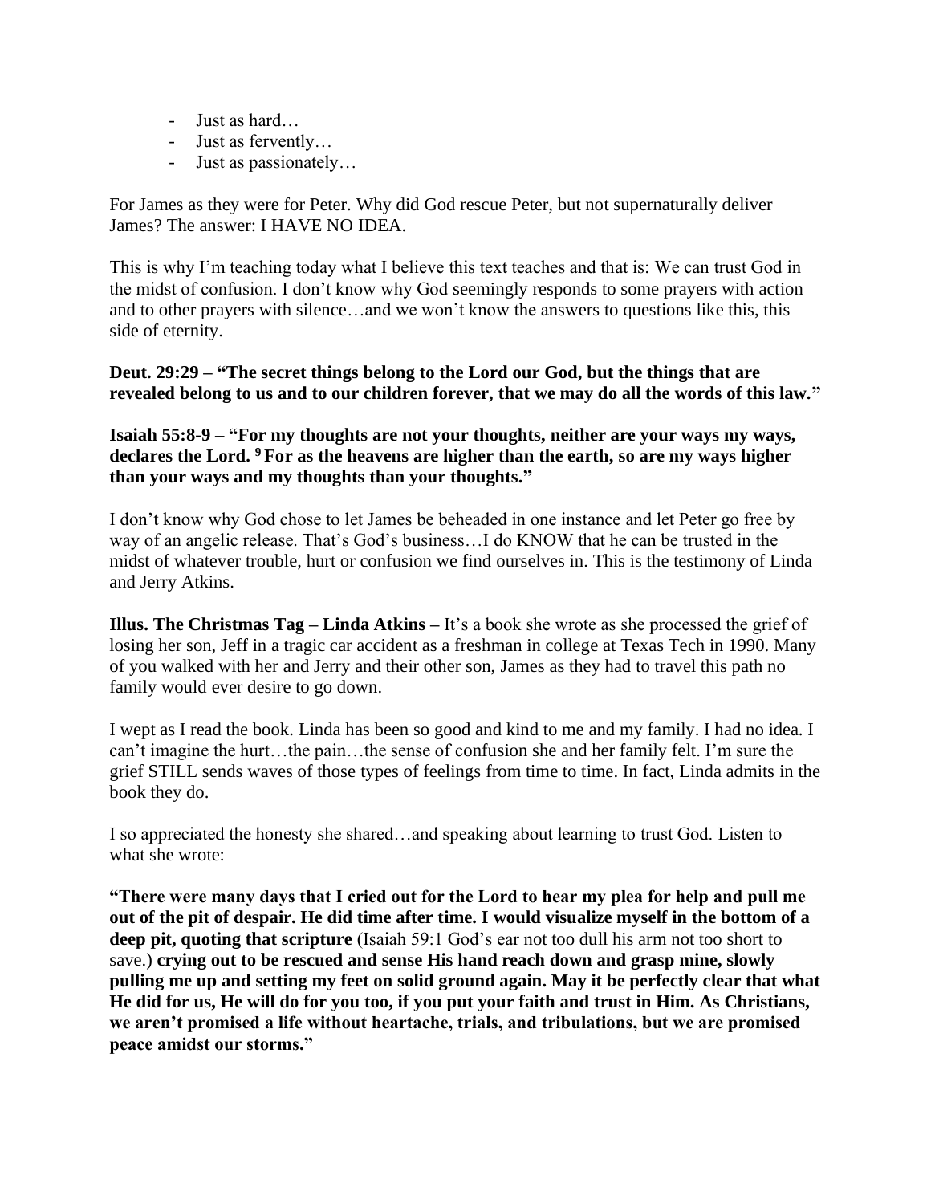- Just as hard…
- Just as fervently…
- Just as passionately…

For James as they were for Peter. Why did God rescue Peter, but not supernaturally deliver James? The answer: I HAVE NO IDEA.

This is why I'm teaching today what I believe this text teaches and that is: We can trust God in the midst of confusion. I don't know why God seemingly responds to some prayers with action and to other prayers with silence…and we won't know the answers to questions like this, this side of eternity.

**Deut. 29:29 – "The secret things belong to the Lord our God, but the things that are revealed belong to us and to our children forever, that we may do all the words of this law."**

**Isaiah 55:8-9 – "For my thoughts are not your thoughts, neither are your ways my ways, declares the Lord. 9 For as the heavens are higher than the earth, so are my ways higher than your ways and my thoughts than your thoughts."**

I don't know why God chose to let James be beheaded in one instance and let Peter go free by way of an angelic release. That's God's business…I do KNOW that he can be trusted in the midst of whatever trouble, hurt or confusion we find ourselves in. This is the testimony of Linda and Jerry Atkins.

**Illus. The Christmas Tag – Linda Atkins –** It's a book she wrote as she processed the grief of losing her son, Jeff in a tragic car accident as a freshman in college at Texas Tech in 1990. Many of you walked with her and Jerry and their other son, James as they had to travel this path no family would ever desire to go down.

I wept as I read the book. Linda has been so good and kind to me and my family. I had no idea. I can't imagine the hurt…the pain…the sense of confusion she and her family felt. I'm sure the grief STILL sends waves of those types of feelings from time to time. In fact, Linda admits in the book they do.

I so appreciated the honesty she shared…and speaking about learning to trust God. Listen to what she wrote:

**"There were many days that I cried out for the Lord to hear my plea for help and pull me out of the pit of despair. He did time after time. I would visualize myself in the bottom of a deep pit, quoting that scripture** (Isaiah 59:1 God's ear not too dull his arm not too short to save.) **crying out to be rescued and sense His hand reach down and grasp mine, slowly pulling me up and setting my feet on solid ground again. May it be perfectly clear that what He did for us, He will do for you too, if you put your faith and trust in Him. As Christians, we aren't promised a life without heartache, trials, and tribulations, but we are promised peace amidst our storms."**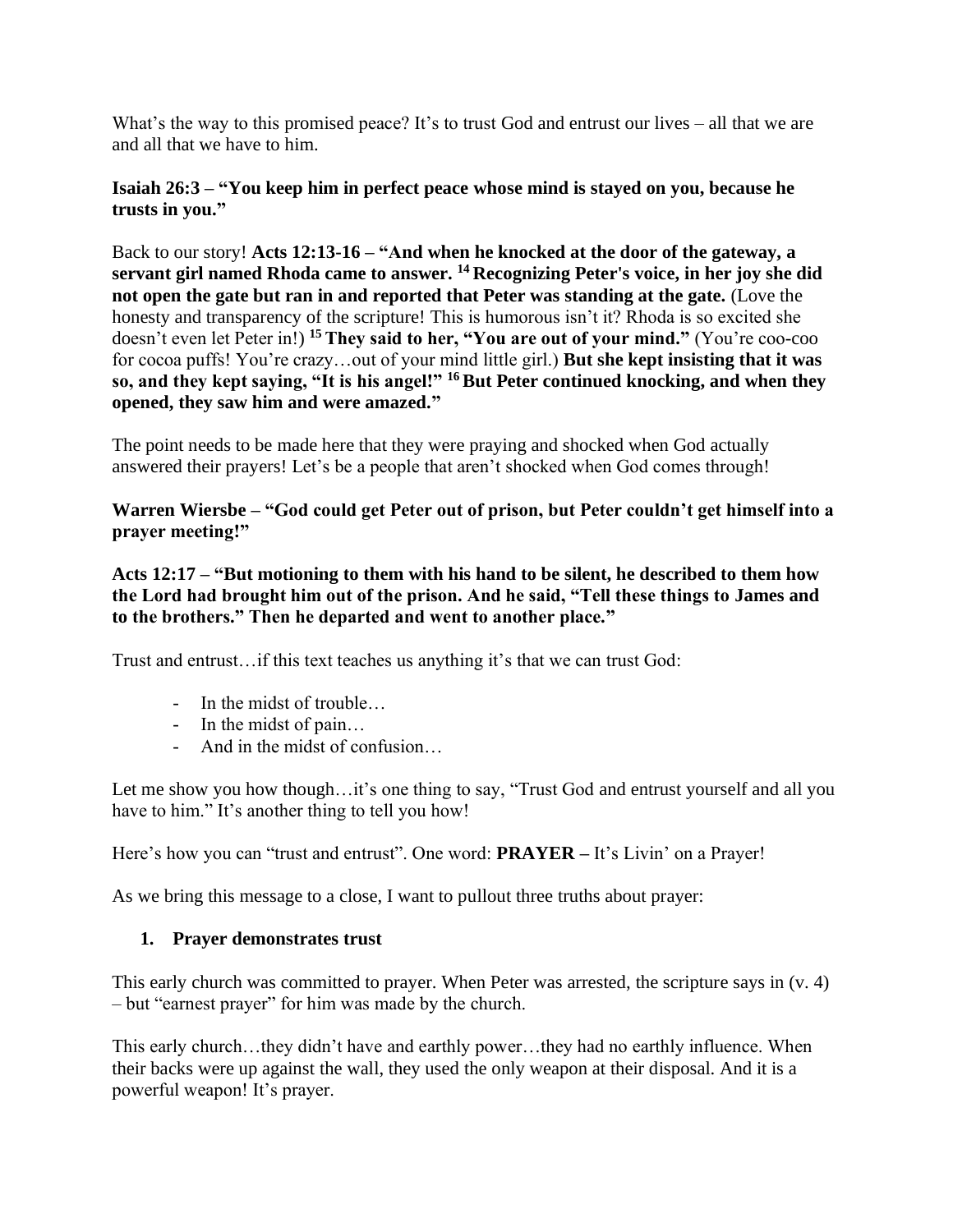What's the way to this promised peace? It's to trust God and entrust our lives – all that we are and all that we have to him.

**Isaiah 26:3 – "You keep him in perfect peace whose mind is stayed on you, because he trusts in you."**

Back to our story! **Acts 12:13-16 – "And when he knocked at the door of the gateway, a servant girl named Rhoda came to answer. [14] Recognizing Peter's voice, in her joy she did not open the gate but ran in and reported that Peter was standing at the gate.** (Love the honesty and transparency of the scripture! This is humorous isn't it? Rhoda is so excited she doesn't even let Peter in!) **[15] They said to her, "You are out of your mind."** (You're coo-coo for cocoa puffs! You're crazy…out of your mind little girl.) **But she kept insisting that it was so, and they kept saying, "It is his angel!" [16] But Peter continued knocking, and when they opened, they saw him and were amazed."**

The point needs to be made here that they were praying and shocked when God actually answered their prayers! Let's be a people that aren't shocked when God comes through!

**Warren Wiersbe – "God could get Peter out of prison, but Peter couldn't get himself into a prayer meeting!"**

**Acts 12:17 – "But motioning to them with his hand to be silent, he described to them how the Lord had brought him out of the prison. And he said, "Tell these things to James and to the brothers." Then he departed and went to another place."**

Trust and entrust…if this text teaches us anything it's that we can trust God:

- In the midst of trouble…
- In the midst of pain…
- And in the midst of confusion…

Let me show you how though…it's one thing to say, "Trust God and entrust yourself and all you have to him." It's another thing to tell you how!

Here's how you can "trust and entrust". One word: **PRAYER –** It's Livin' on a Prayer!

As we bring this message to a close, I want to pullout three truths about prayer:

1. **Prayer demonstrates trust**

This early church was committed to prayer. When Peter was arrested, the scripture says in (v. 4) – but "earnest prayer" for him was made by the church.

This early church…they didn't have and earthly power…they had no earthly influence. When their backs were up against the wall, they used the only weapon at their disposal. And it is a powerful weapon! It's prayer.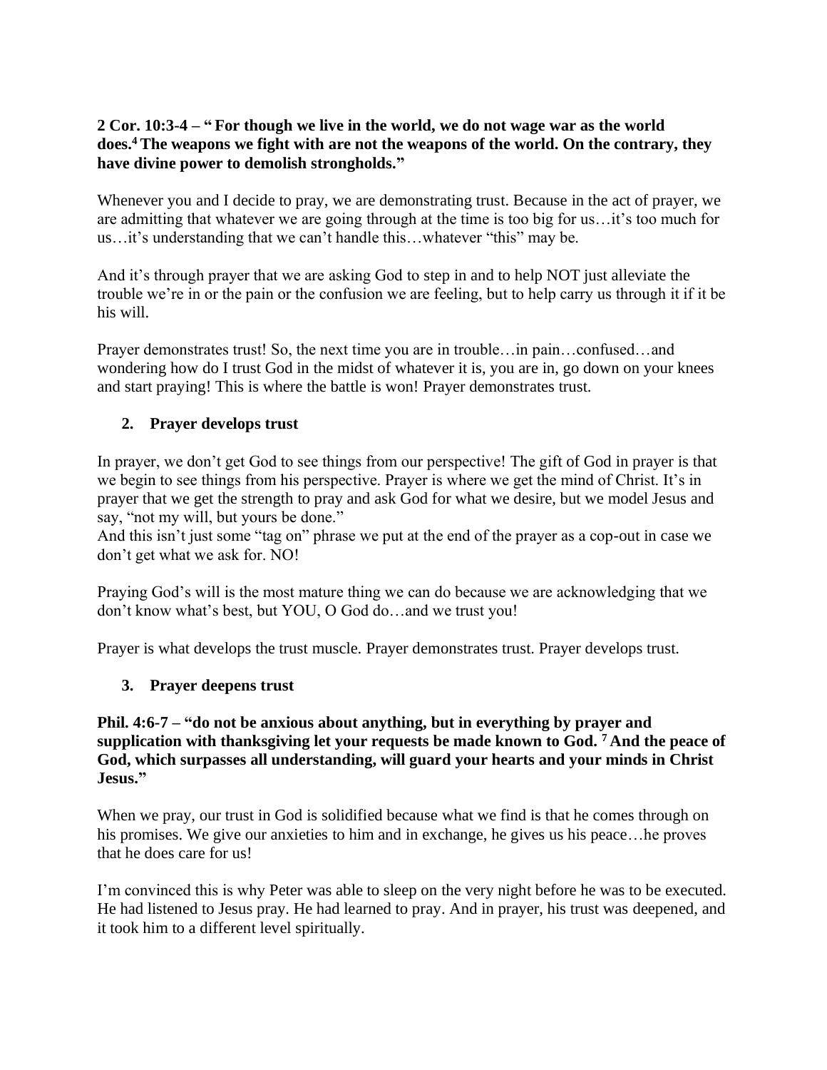**2 Cor. 10:3-4 – " For though we live in the world, we do not wage war as the world does.[4] The weapons we fight with are not the weapons of the world. On the contrary, they have divine power to demolish strongholds."**

Whenever you and I decide to pray, we are demonstrating trust. Because in the act of prayer, we are admitting that whatever we are going through at the time is too big for us…it's too much for us…it's understanding that we can't handle this…whatever "this" may be.

And it's through prayer that we are asking God to step in and to help NOT just alleviate the trouble we're in or the pain or the confusion we are feeling, but to help carry us through it if it be his will.

Prayer demonstrates trust! So, the next time you are in trouble…in pain…confused…and wondering how do I trust God in the midst of whatever it is, you are in, go down on your knees and start praying! This is where the battle is won! Prayer demonstrates trust.

2. **Prayer develops trust**

In prayer, we don't get God to see things from our perspective! The gift of God in prayer is that we begin to see things from his perspective. Prayer is where we get the mind of Christ. It's in prayer that we get the strength to pray and ask God for what we desire, but we model Jesus and say, "not my will, but yours be done."
And this isn't just some "tag on" phrase we put at the end of the prayer as a cop-out in case we don't get what we ask for. NO!

Praying God's will is the most mature thing we can do because we are acknowledging that we don't know what's best, but YOU, O God do…and we trust you!

Prayer is what develops the trust muscle. Prayer demonstrates trust. Prayer develops trust.

3. **Prayer deepens trust**

**Phil. 4:6-7 – "do not be anxious about anything, but in everything by prayer and supplication with thanksgiving let your requests be made known to God. [7] And the peace of God, which surpasses all understanding, will guard your hearts and your minds in Christ Jesus."**

When we pray, our trust in God is solidified because what we find is that he comes through on his promises. We give our anxieties to him and in exchange, he gives us his peace…he proves that he does care for us!

I'm convinced this is why Peter was able to sleep on the very night before he was to be executed. He had listened to Jesus pray. He had learned to pray. And in prayer, his trust was deepened, and it took him to a different level spiritually.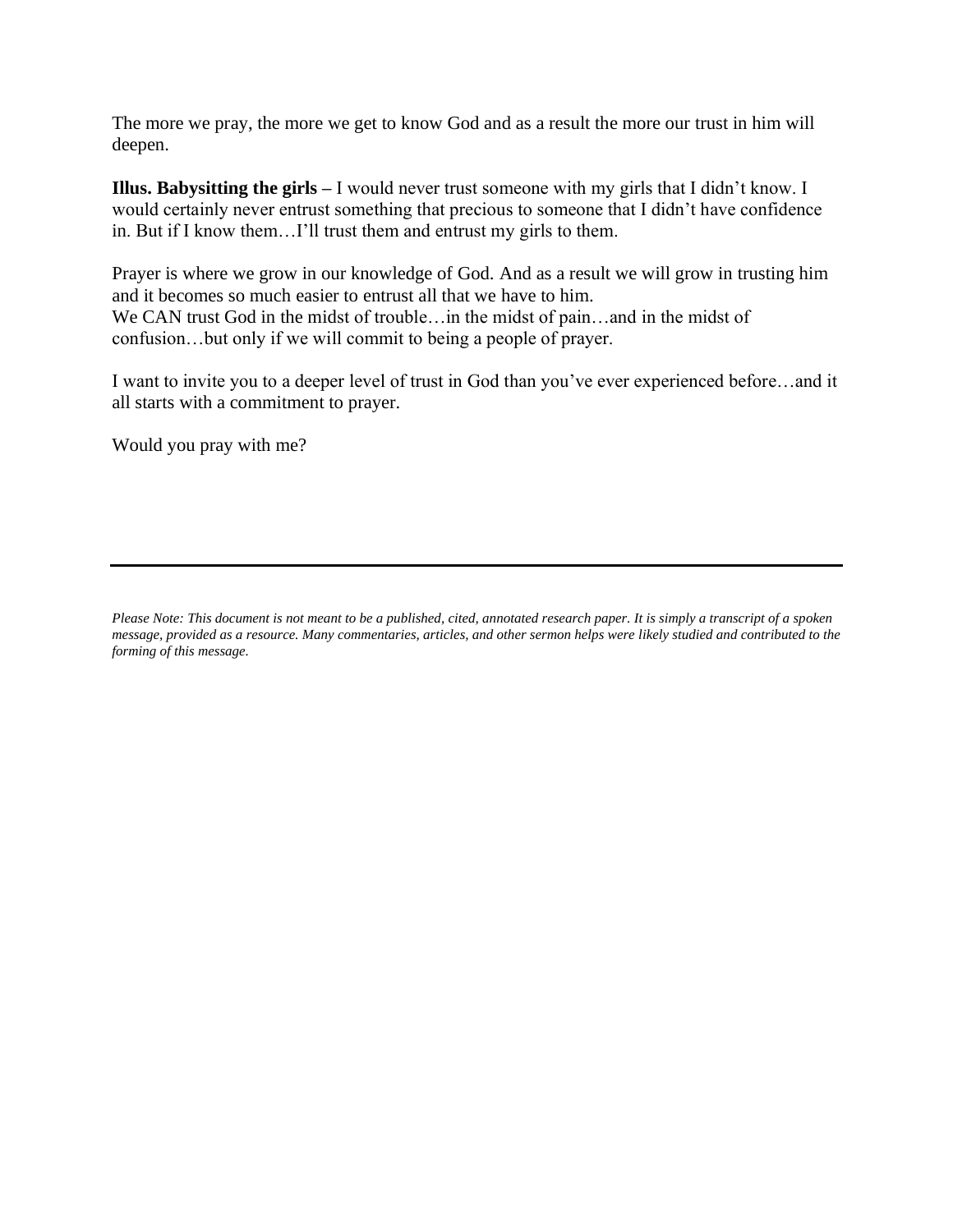The more we pray, the more we get to know God and as a result the more our trust in him will deepen.

**Illus. Babysitting the girls –** I would never trust someone with my girls that I didn't know. I would certainly never entrust something that precious to someone that I didn't have confidence in. But if I know them…I'll trust them and entrust my girls to them.

Prayer is where we grow in our knowledge of God. And as a result we will grow in trusting him and it becomes so much easier to entrust all that we have to him.
We CAN trust God in the midst of trouble…in the midst of pain…and in the midst of confusion…but only if we will commit to being a people of prayer.

I want to invite you to a deeper level of trust in God than you've ever experienced before…and it all starts with a commitment to prayer.

Would you pray with me?

---

*Please Note: This document is not meant to be a published, cited, annotated research paper. It is simply a transcript of a spoken message, provided as a resource. Many commentaries, articles, and other sermon helps were likely studied and contributed to the forming of this message.*